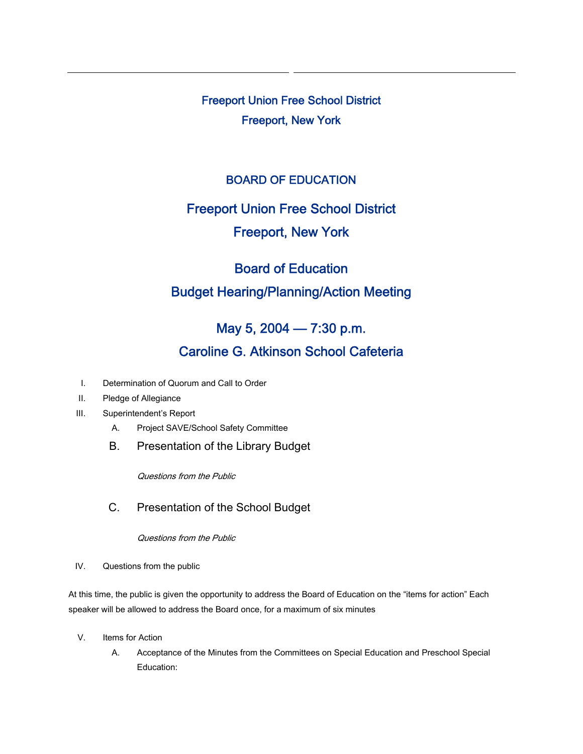## Freeport Union Free School District
## Freeport, New York

## BOARD OF EDUCATION

# Freeport Union Free School District
# Freeport, New York

# Board of Education
# Budget Hearing/Planning/Action Meeting

# May 5, 2004 — 7:30 p.m.
# Caroline G. Atkinson School Cafeteria

I. Determination of Quorum and Call to Order

II. Pledge of Allegiance

III. Superintendent's Report

   A. Project SAVE/School Safety Committee

   B. Presentation of the Library Budget

      *Questions from the Public*

   C. Presentation of the School Budget

      *Questions from the Public*

IV. Questions from the public

At this time, the public is given the opportunity to address the Board of Education on the "items for action" Each speaker will be allowed to address the Board once, for a maximum of six minutes

V. Items for Action

   A. Acceptance of the Minutes from the Committees on Special Education and Preschool Special Education: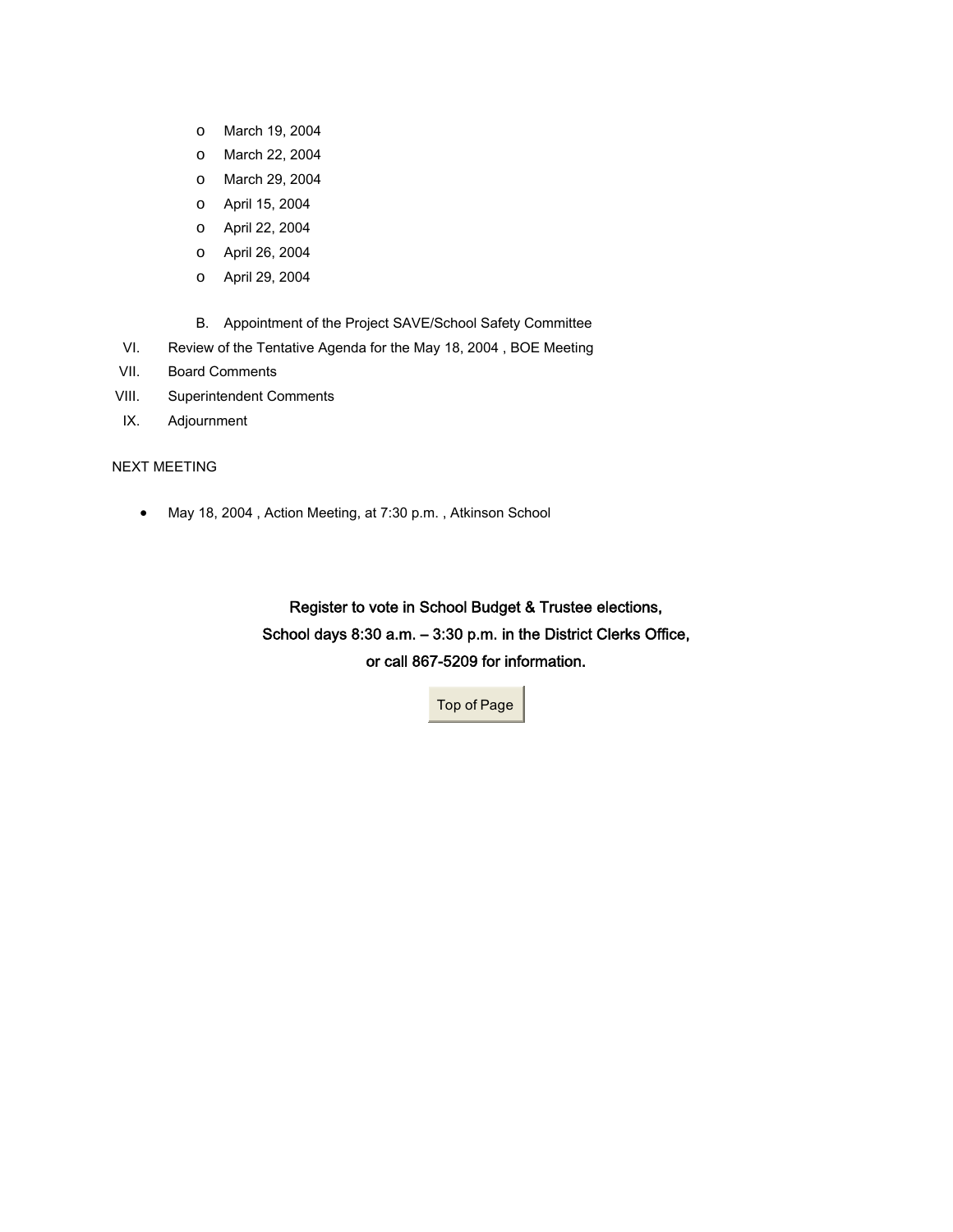- March 19, 2004
- March 22, 2004
- March 29, 2004
- April 15, 2004
- April 22, 2004
- April 26, 2004
- April 29, 2004

B. Appointment of the Project SAVE/School Safety Committee

VI. Review of the Tentative Agenda for the May 18, 2004 , BOE Meeting

VII. Board Comments

VIII. Superintendent Comments

IX. Adjournment

NEXT MEETING

- May 18, 2004 , Action Meeting, at 7:30 p.m. , Atkinson School

**Register to vote in School Budget & Trustee elections,**
**School days 8:30 a.m. – 3:30 p.m. in the District Clerks Office,**
**or call 867-5209 for information.**

Top of Page